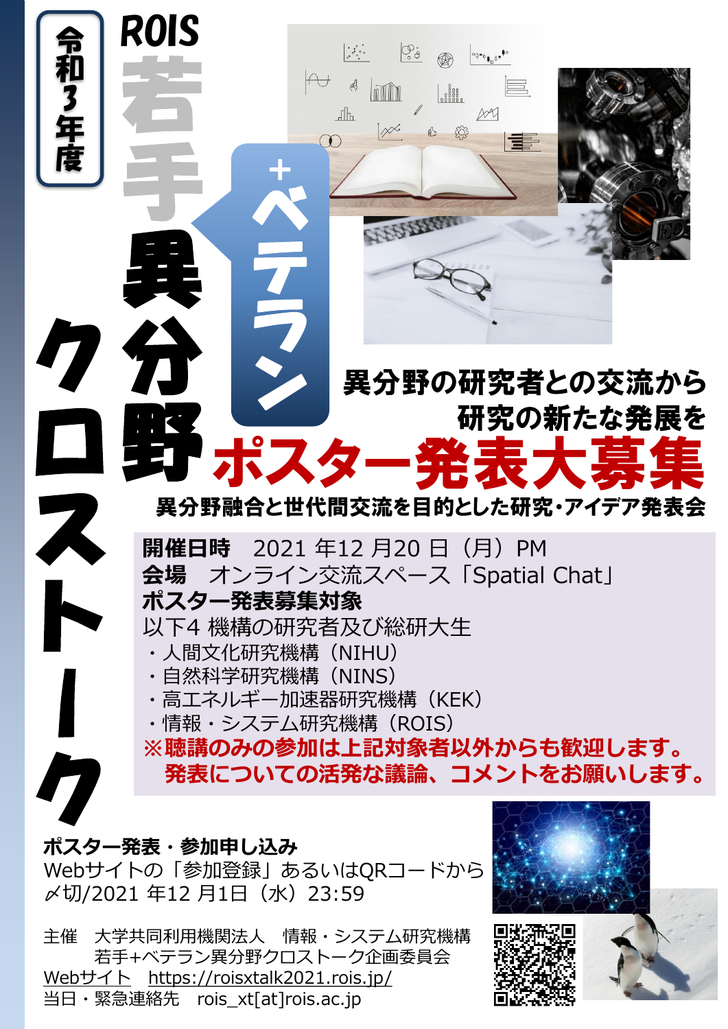令和3年度

# ROIS 若手+ベテラン異分野クロストーク

異分野の研究者との交流から
研究の新たな発展を

## ポスター発表大募集

異分野融合と世代間交流を目的とした研究・アイデア発表会

**開催日時**　2021 年12 月20 日（月）PM
**会場**　オンライン交流スペース「Spatial Chat」
**ポスター発表募集対象**
以下4 機構の研究者及び総研大生
- 人間文化研究機構（NIHU）
- 自然科学研究機構（NINS）
- 高エネルギー加速器研究機構（KEK）
- 情報・システム研究機構（ROIS）

**※聴講のみの参加は上記対象者以外からも歓迎します。**
**発表についての活発な議論、コメントをお願いします。**

**ポスター発表・参加申し込み**
Webサイトの「参加登録」あるいはQRコードから
〆切/2021 年12 月1日（水）23:59

主催　大学共同利用機関法人　情報・システム研究機構
　　　若手+ベテラン異分野クロストーク企画委員会
Webサイト　https://roisxtalk2021.rois.jp/
当日・緊急連絡先　rois_xt[at]rois.ac.jp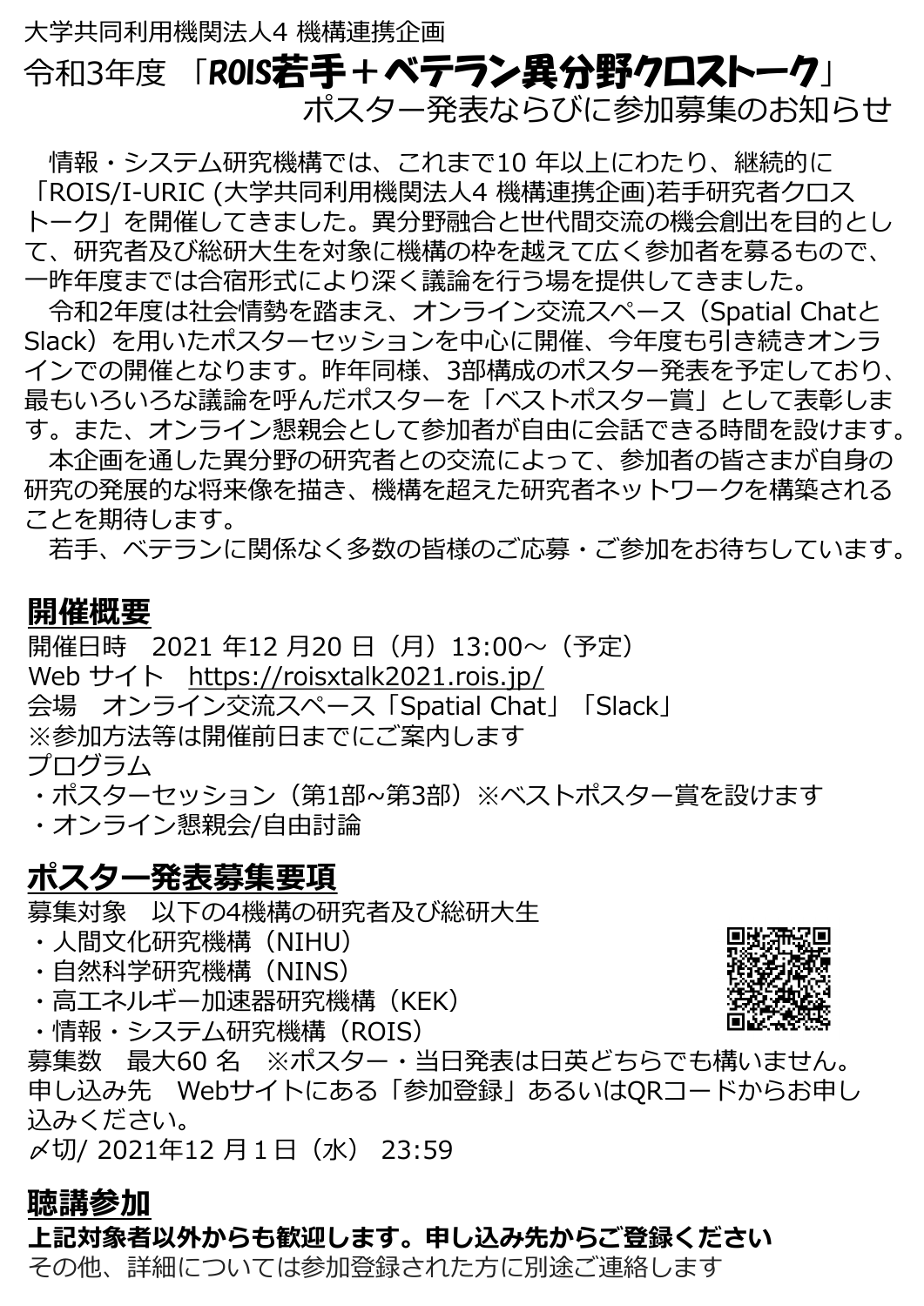大学共同利用機関法人4 機構連携企画

# 令和3年度 「ROIS若手＋ベテラン異分野クロストーク」ポスター発表ならびに参加募集のお知らせ

情報・システム研究機構では、これまで10 年以上にわたり、継続的に「ROIS/I-URIC (大学共同利用機関法人4 機構連携企画)若手研究者クロストーク」を開催してきました。異分野融合と世代間交流の機会創出を目的として、研究者及び総研大生を対象に機構の枠を越えて広く参加者を募るもので、一昨年度までは合宿形式により深く議論を行う場を提供してきました。

令和2年度は社会情勢を踏まえ、オンライン交流スペース（Spatial ChatとSlack）を用いたポスターセッションを中心に開催、今年度も引き続きオンラインでの開催となります。昨年同様、3部構成のポスター発表を予定しており、最もいろいろな議論を呼んだポスターを「ベストポスター賞」として表彰します。また、オンライン懇親会として参加者が自由に会話できる時間を設けます。

本企画を通した異分野の研究者との交流によって、参加者の皆さまが自身の研究の発展的な将来像を描き、機構を超えた研究者ネットワークを構築されることを期待します。

若手、ベテランに関係なく多数の皆様のご応募・ご参加をお待ちしています。

## 開催概要

開催日時　2021 年12 月20 日（月）13:00～（予定）
Web サイト　https://roisxtalk2021.rois.jp/
会場　オンライン交流スペース「Spatial Chat」「Slack」
※参加方法等は開催前日までにご案内します
プログラム
・ポスターセッション（第1部~第3部）※ベストポスター賞を設けます
・オンライン懇親会/自由討論

## ポスター発表募集要項

募集対象　以下の4機構の研究者及び総研大生
・人間文化研究機構（NIHU）
・自然科学研究機構（NINS）
・高エネルギー加速器研究機構（KEK）
・情報・システム研究機構（ROIS）
募集数　最大60 名　※ポスター・当日発表は日英どちらでも構いません。
申し込み先　Webサイトにある「参加登録」あるいはQRコードからお申し込みください。
〆切/ 2021年12 月1日（水） 23:59

## 聴講参加

**上記対象者以外からも歓迎します。申し込み先からご登録ください**
その他、詳細については参加登録された方に別途ご連絡します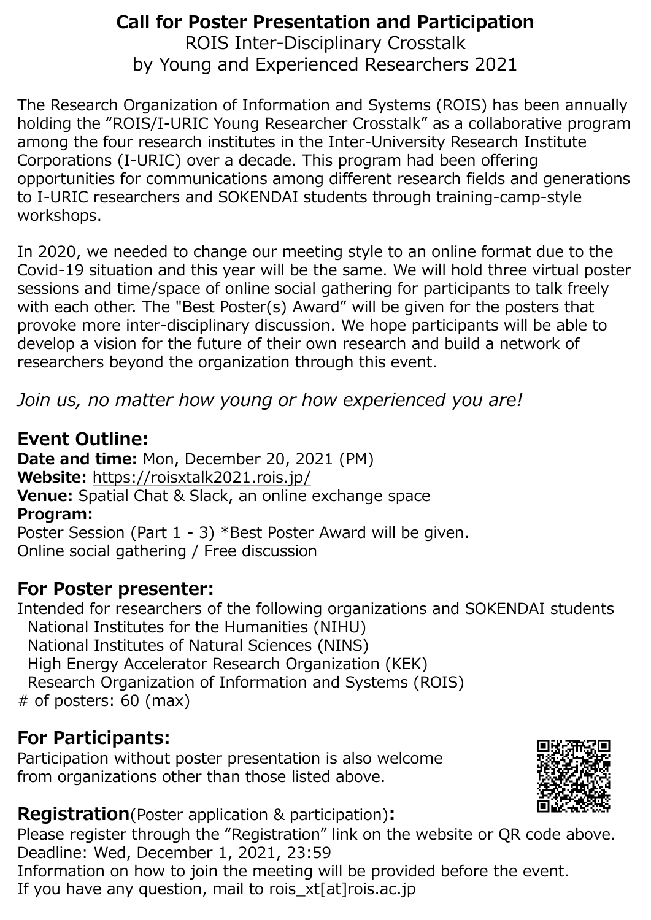# Call for Poster Presentation and Participation

ROIS Inter-Disciplinary Crosstalk
by Young and Experienced Researchers 2021

The Research Organization of Information and Systems (ROIS) has been annually holding the "ROIS/I-URIC Young Researcher Crosstalk" as a collaborative program among the four research institutes in the Inter-University Research Institute Corporations (I-URIC) over a decade. This program had been offering opportunities for communications among different research fields and generations to I-URIC researchers and SOKENDAI students through training-camp-style workshops.

In 2020, we needed to change our meeting style to an online format due to the Covid-19 situation and this year will be the same. We will hold three virtual poster sessions and time/space of online social gathering for participants to talk freely with each other. The "Best Poster(s) Award" will be given for the posters that provoke more inter-disciplinary discussion. We hope participants will be able to develop a vision for the future of their own research and build a network of researchers beyond the organization through this event.

*Join us, no matter how young or how experienced you are!*

## Event Outline:

**Date and time:** Mon, December 20, 2021 (PM)
**Website:** https://roisxtalk2021.rois.jp/
**Venue:** Spatial Chat & Slack, an online exchange space
**Program:**
Poster Session (Part 1 - 3) *Best Poster Award will be given.
Online social gathering / Free discussion

## For Poster presenter:

Intended for researchers of the following organizations and SOKENDAI students
- National Institutes for the Humanities (NIHU)
- National Institutes of Natural Sciences (NINS)
- High Energy Accelerator Research Organization (KEK)
- Research Organization of Information and Systems (ROIS)

# of posters: 60 (max)

## For Participants:

Participation without poster presentation is also welcome from organizations other than those listed above.

## Registration(Poster application & participation):

Please register through the "Registration" link on the website or QR code above.
Deadline: Wed, December 1, 2021, 23:59
Information on how to join the meeting will be provided before the event.
If you have any question, mail to rois_xt[at]rois.ac.jp